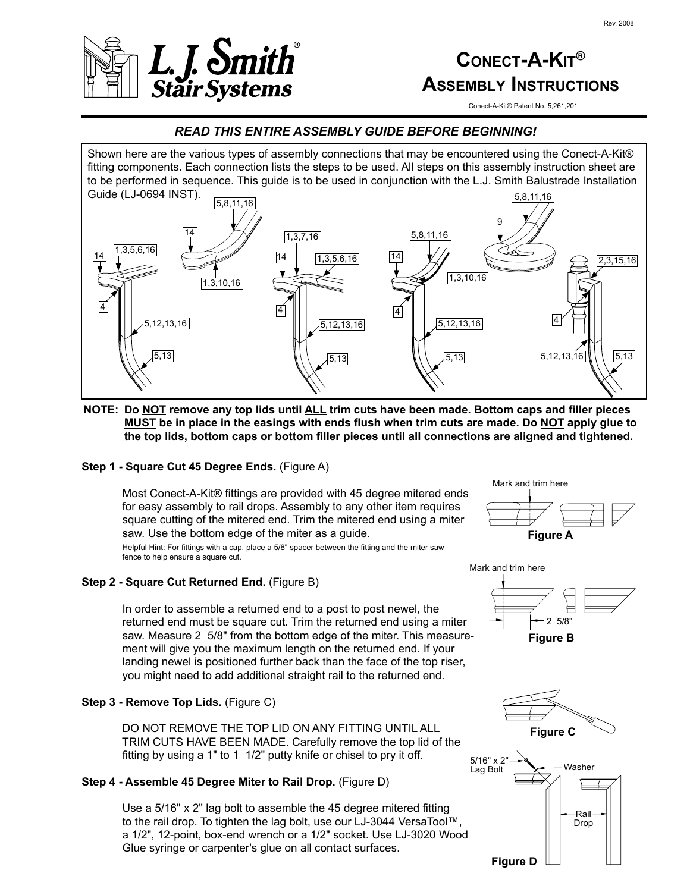Rev. 2008

# Conect-A-Kit® Assembly Instructions

Conect-A-Kit® Patent No. 5,261,201

***READ THIS ENTIRE ASSEMBLY GUIDE BEFORE BEGINNING!***

Shown here are the various types of assembly connections that may be encountered using the Conect-A-Kit® fitting components. Each connection lists the steps to be used. All steps on this assembly instruction sheet are to be performed in sequence. This guide is to be used in conjunction with the L.J. Smith Balustrade Installation Guide (LJ-0694 INST).

5,8,11,16 — 14 — 1,3,5,6,16 — 14 — 1,3,10,16 — 4 — 5,12,13,16 — 5,13 — 1,3,7,16 — 14 — 1,3,5,6,16 — 4 — 5,12,13,16 — 5,13 — 5,8,11,16 — 14 — 1,3,10,16 — 4 — 5,12,13,16 — 5,13 — 5,8,11,16 — 9 — 2,3,15,16 — 4 — 5,12,13,16 — 5,13

**NOTE: Do NOT remove any top lids until ALL trim cuts have been made. Bottom caps and filler pieces MUST be in place in the easings with ends flush when trim cuts are made. Do NOT apply glue to the top lids, bottom caps or bottom filler pieces until all connections are aligned and tightened.**

**Step 1 - Square Cut 45 Degree Ends.** (Figure A)

Most Conect-A-Kit® fittings are provided with 45 degree mitered ends for easy assembly to rail drops. Assembly to any other item requires square cutting of the mitered end. Trim the mitered end using a miter saw. Use the bottom edge of the miter as a guide.

Helpful Hint: For fittings with a cap, place a 5/8" spacer between the fitting and the miter saw fence to help ensure a square cut.

Mark and trim here

**Figure A**

**Step 2 - Square Cut Returned End.** (Figure B)

In order to assemble a returned end to a post to post newel, the returned end must be square cut. Trim the returned end using a miter saw. Measure 2 5/8" from the bottom edge of the miter. This measurement will give you the maximum length on the returned end. If your landing newel is positioned further back than the face of the top riser, you might need to add additional straight rail to the returned end.

Mark and trim here

2 5/8"

**Figure B**

**Step 3 - Remove Top Lids.** (Figure C)

DO NOT REMOVE THE TOP LID ON ANY FITTING UNTIL ALL TRIM CUTS HAVE BEEN MADE. Carefully remove the top lid of the fitting by using a 1" to 1 1/2" putty knife or chisel to pry it off.

**Figure C**

**Step 4 - Assemble 45 Degree Miter to Rail Drop.** (Figure D)

Use a 5/16" x 2" lag bolt to assemble the 45 degree mitered fitting to the rail drop. To tighten the lag bolt, use our LJ-3044 VersaTool™, a 1/2", 12-point, box-end wrench or a 1/2" socket. Use LJ-3020 Wood Glue syringe or carpenter's glue on all contact surfaces.

5/16" x 2" Lag Bolt

Washer

Rail Drop

**Figure D**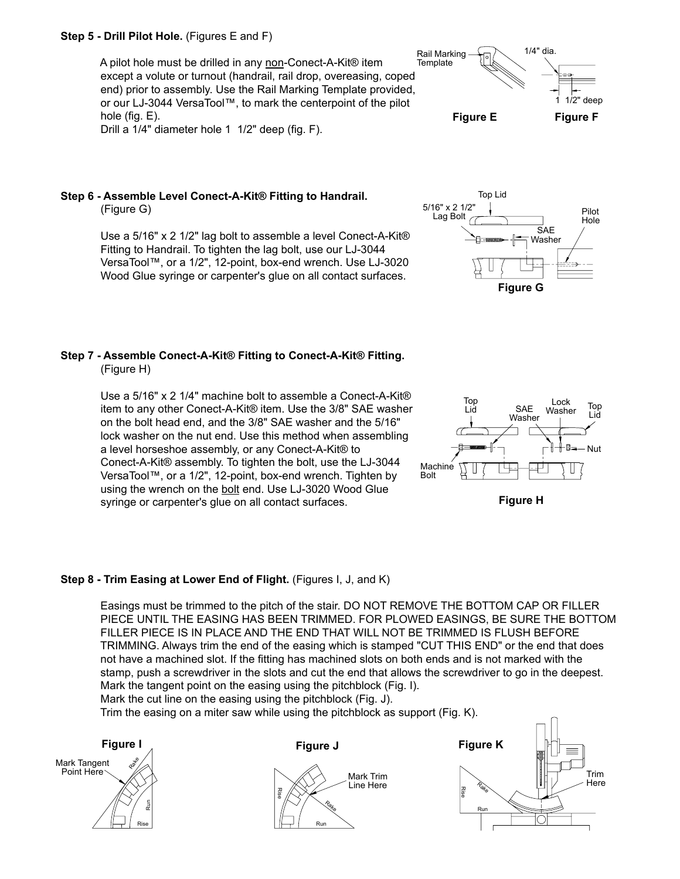**Step 5 - Drill Pilot Hole.** (Figures E and F)

A pilot hole must be drilled in any non-Conect-A-Kit® item except a volute or turnout (handrail, rail drop, overeasing, coped end) prior to assembly. Use the Rail Marking Template provided, or our LJ-3044 VersaTool™, to mark the centerpoint of the pilot hole (fig. E).
Drill a 1/4" diameter hole 1 1/2" deep (fig. F).

Rail Marking Template — 1/4" dia. — 1 1/2" deep

**Figure E** **Figure F**

**Step 6 - Assemble Level Conect-A-Kit® Fitting to Handrail.** (Figure G)

Use a 5/16" x 2 1/2" lag bolt to assemble a level Conect-A-Kit® Fitting to Handrail. To tighten the lag bolt, use our LJ-3044 VersaTool™, or a 1/2", 12-point, box-end wrench. Use LJ-3020 Wood Glue syringe or carpenter's glue on all contact surfaces.

Top Lid — 5/16" x 2 1/2" Lag Bolt — SAE Washer — Pilot Hole

**Figure G**

**Step 7 - Assemble Conect-A-Kit® Fitting to Conect-A-Kit® Fitting.** (Figure H)

Use a 5/16" x 2 1/4" machine bolt to assemble a Conect-A-Kit® item to any other Conect-A-Kit® item. Use the 3/8" SAE washer on the bolt head end, and the 3/8" SAE washer and the 5/16" lock washer on the nut end. Use this method when assembling a level horseshoe assembly, or any Conect-A-Kit® to Conect-A-Kit® assembly. To tighten the bolt, use the LJ-3044 VersaTool™, or a 1/2", 12-point, box-end wrench. Tighten by using the wrench on the bolt end. Use LJ-3020 Wood Glue syringe or carpenter's glue on all contact surfaces.

Top Lid — SAE Washer — Lock Washer — Top Lid — Nut — Machine Bolt

**Figure H**

**Step 8 - Trim Easing at Lower End of Flight.** (Figures I, J, and K)

Easings must be trimmed to the pitch of the stair. DO NOT REMOVE THE BOTTOM CAP OR FILLER PIECE UNTIL THE EASING HAS BEEN TRIMMED. FOR PLOWED EASINGS, BE SURE THE BOTTOM FILLER PIECE IS IN PLACE AND THE END THAT WILL NOT BE TRIMMED IS FLUSH BEFORE TRIMMING. Always trim the end of the easing which is stamped "CUT THIS END" or the end that does not have a machined slot. If the fitting has machined slots on both ends and is not marked with the stamp, push a screwdriver in the slots and cut the end that allows the screwdriver to go in the deepest.
Mark the tangent point on the easing using the pitchblock (Fig. I).
Mark the cut line on the easing using the pitchblock (Fig. J).
Trim the easing on a miter saw while using the pitchblock as support (Fig. K).

**Figure I** — Mark Tangent Point Here — Rake — Run — Rise

**Figure J** — Mark Trim Line Here — Rise — Rake — Run

**Figure K** — Trim Here — Rise — Rake — Run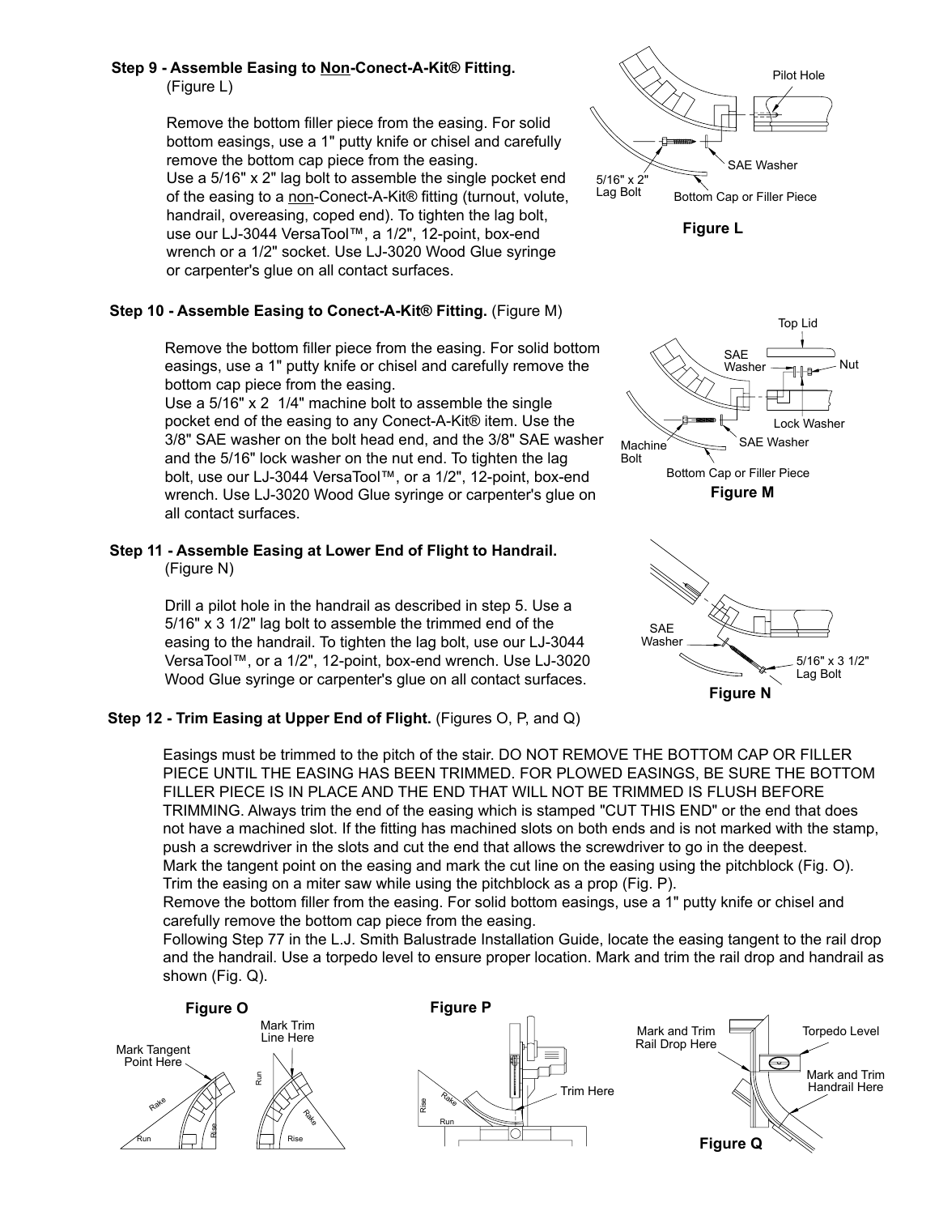## Step 9 - Assemble Easing to Non-Conect-A-Kit® Fitting.

(Figure L)

Remove the bottom filler piece from the easing. For solid bottom easings, use a 1" putty knife or chisel and carefully remove the bottom cap piece from the easing.
Use a 5/16" x 2" lag bolt to assemble the single pocket end of the easing to a non-Conect-A-Kit® fitting (turnout, volute, handrail, overeasing, coped end). To tighten the lag bolt, use our LJ-3044 VersaTool™, a 1/2", 12-point, box-end wrench or a 1/2" socket. Use LJ-3020 Wood Glue syringe or carpenter's glue on all contact surfaces.

Pilot Hole

SAE Washer

5/16" x 2" Lag Bolt

Bottom Cap or Filler Piece

**Figure L**

## Step 10 - Assemble Easing to Conect-A-Kit® Fitting. (Figure M)

Remove the bottom filler piece from the easing. For solid bottom easings, use a 1" putty knife or chisel and carefully remove the bottom cap piece from the easing.
Use a 5/16" x 2 1/4" machine bolt to assemble the single pocket end of the easing to any Conect-A-Kit® item. Use the 3/8" SAE washer on the bolt head end, and the 3/8" SAE washer and the 5/16" lock washer on the nut end. To tighten the lag bolt, use our LJ-3044 VersaTool™, or a 1/2", 12-point, box-end wrench. Use LJ-3020 Wood Glue syringe or carpenter's glue on all contact surfaces.

Top Lid

SAE Washer

Nut

Lock Washer

SAE Washer

Machine Bolt

Bottom Cap or Filler Piece

**Figure M**

## Step 11 - Assemble Easing at Lower End of Flight to Handrail.

(Figure N)

Drill a pilot hole in the handrail as described in step 5. Use a 5/16" x 3 1/2" lag bolt to assemble the trimmed end of the easing to the handrail. To tighten the lag bolt, use our LJ-3044 VersaTool™, or a 1/2", 12-point, box-end wrench. Use LJ-3020 Wood Glue syringe or carpenter's glue on all contact surfaces.

SAE Washer

5/16" x 3 1/2" Lag Bolt

**Figure N**

## Step 12 - Trim Easing at Upper End of Flight. (Figures O, P, and Q)

Easings must be trimmed to the pitch of the stair. DO NOT REMOVE THE BOTTOM CAP OR FILLER PIECE UNTIL THE EASING HAS BEEN TRIMMED. FOR PLOWED EASINGS, BE SURE THE BOTTOM FILLER PIECE IS IN PLACE AND THE END THAT WILL NOT BE TRIMMED IS FLUSH BEFORE TRIMMING. Always trim the end of the easing which is stamped "CUT THIS END" or the end that does not have a machined slot. If the fitting has machined slots on both ends and is not marked with the stamp, push a screwdriver in the slots and cut the end that allows the screwdriver to go in the deepest.
Mark the tangent point on the easing and mark the cut line on the easing using the pitchblock (Fig. O).
Trim the easing on a miter saw while using the pitchblock as a prop (Fig. P).
Remove the bottom filler from the easing. For solid bottom easings, use a 1" putty knife or chisel and carefully remove the bottom cap piece from the easing.
Following Step 77 in the L.J. Smith Balustrade Installation Guide, locate the easing tangent to the rail drop and the handrail. Use a torpedo level to ensure proper location. Mark and trim the rail drop and handrail as shown (Fig. Q).

**Figure O**

Mark Tangent Point Here

Mark Trim Line Here

Rake, Run, Rise

**Figure P**

Trim Here

Rise, Rake, Run

**Figure Q**

Mark and Trim Rail Drop Here

Torpedo Level

Mark and Trim Handrail Here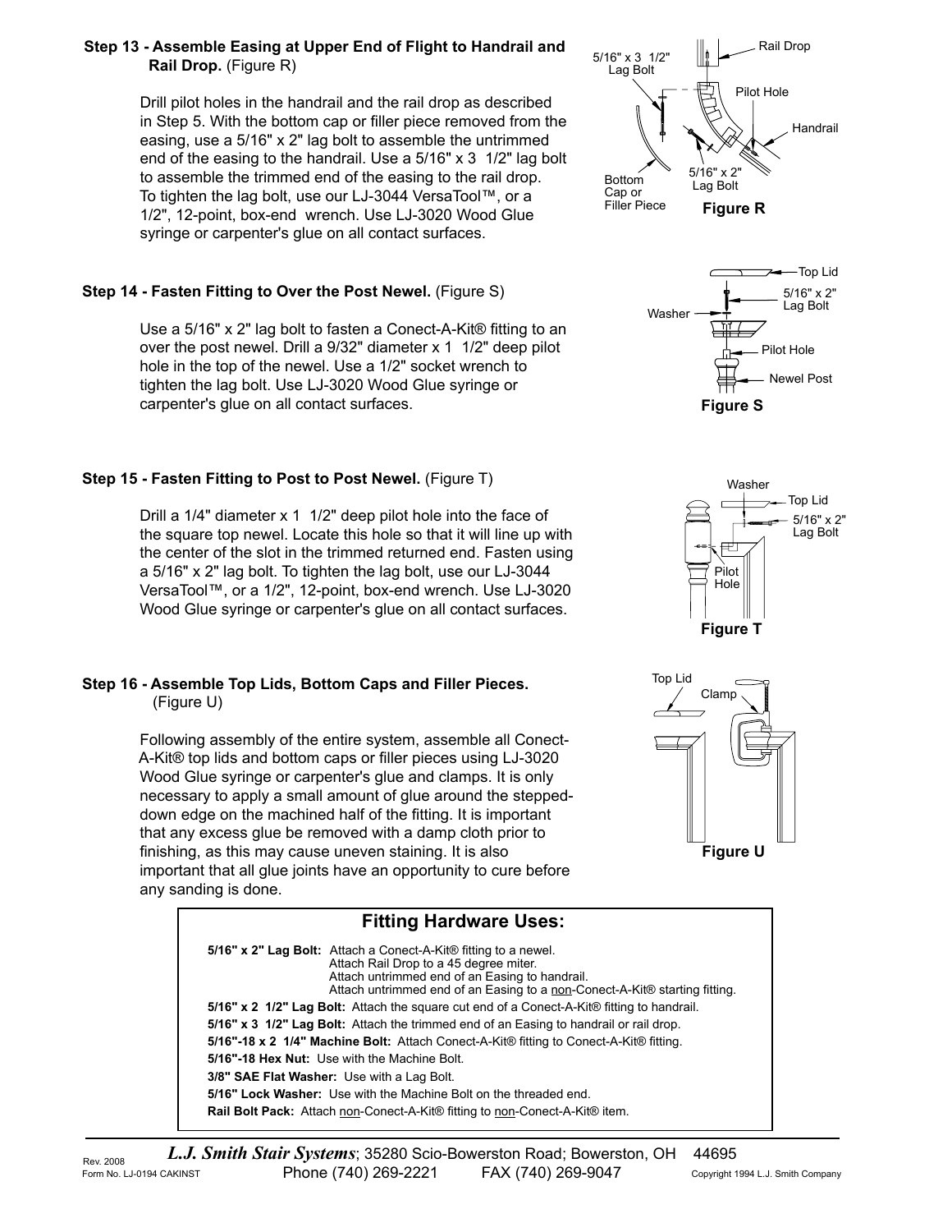**Step 13 - Assemble Easing at Upper End of Flight to Handrail and Rail Drop.** (Figure R)

Drill pilot holes in the handrail and the rail drop as described in Step 5. With the bottom cap or filler piece removed from the easing, use a 5/16" x 2" lag bolt to assemble the untrimmed end of the easing to the handrail. Use a 5/16" x 3 1/2" lag bolt to assemble the trimmed end of the easing to the rail drop. To tighten the lag bolt, use our LJ-3044 VersaTool™, or a 1/2", 12-point, box-end wrench. Use LJ-3020 Wood Glue syringe or carpenter's glue on all contact surfaces.

Rail Drop
5/16" x 3 1/2" Lag Bolt
Pilot Hole
Handrail
5/16" x 2" Lag Bolt
Bottom Cap or Filler Piece

**Figure R**

**Step 14 - Fasten Fitting to Over the Post Newel.** (Figure S)

Use a 5/16" x 2" lag bolt to fasten a Conect-A-Kit® fitting to an over the post newel. Drill a 9/32" diameter x 1 1/2" deep pilot hole in the top of the newel. Use a 1/2" socket wrench to tighten the lag bolt. Use LJ-3020 Wood Glue syringe or carpenter's glue on all contact surfaces.

Top Lid
5/16" x 2" Lag Bolt
Washer
Pilot Hole
Newel Post

**Figure S**

**Step 15 - Fasten Fitting to Post to Post Newel.** (Figure T)

Drill a 1/4" diameter x 1 1/2" deep pilot hole into the face of the square top newel. Locate this hole so that it will line up with the center of the slot in the trimmed returned end. Fasten using a 5/16" x 2" lag bolt. To tighten the lag bolt, use our LJ-3044 VersaTool™, or a 1/2", 12-point, box-end wrench. Use LJ-3020 Wood Glue syringe or carpenter's glue on all contact surfaces.

Washer
Top Lid
5/16" x 2" Lag Bolt
Pilot Hole

**Figure T**

**Step 16 - Assemble Top Lids, Bottom Caps and Filler Pieces.** (Figure U)

Following assembly of the entire system, assemble all Conect-A-Kit® top lids and bottom caps or filler pieces using LJ-3020 Wood Glue syringe or carpenter's glue and clamps. It is only necessary to apply a small amount of glue around the stepped-down edge on the machined half of the fitting. It is important that any excess glue be removed with a damp cloth prior to finishing, as this may cause uneven staining. It is also important that all glue joints have an opportunity to cure before any sanding is done.

Top Lid
Clamp

**Figure U**

## Fitting Hardware Uses:

**5/16" x 2" Lag Bolt:** Attach a Conect-A-Kit® fitting to a newel.
Attach Rail Drop to a 45 degree miter.
Attach untrimmed end of an Easing to handrail.
Attach untrimmed end of an Easing to a non-Conect-A-Kit® starting fitting.

**5/16" x 2 1/2" Lag Bolt:** Attach the square cut end of a Conect-A-Kit® fitting to handrail.

**5/16" x 3 1/2" Lag Bolt:** Attach the trimmed end of an Easing to handrail or rail drop.

**5/16"-18 x 2 1/4" Machine Bolt:** Attach Conect-A-Kit® fitting to Conect-A-Kit® fitting.

**5/16"-18 Hex Nut:** Use with the Machine Bolt.

**3/8" SAE Flat Washer:** Use with a Lag Bolt.

**5/16" Lock Washer:** Use with the Machine Bolt on the threaded end.

**Rail Bolt Pack:** Attach non-Conect-A-Kit® fitting to non-Conect-A-Kit® item.

Rev. 2008
Form No. LJ-0194 CAKINST

***L.J. Smith Stair Systems***; 35280 Scio-Bowerston Road; Bowerston, OH 44695
Phone (740) 269-2221 FAX (740) 269-9047

Copyright 1994 L.J. Smith Company